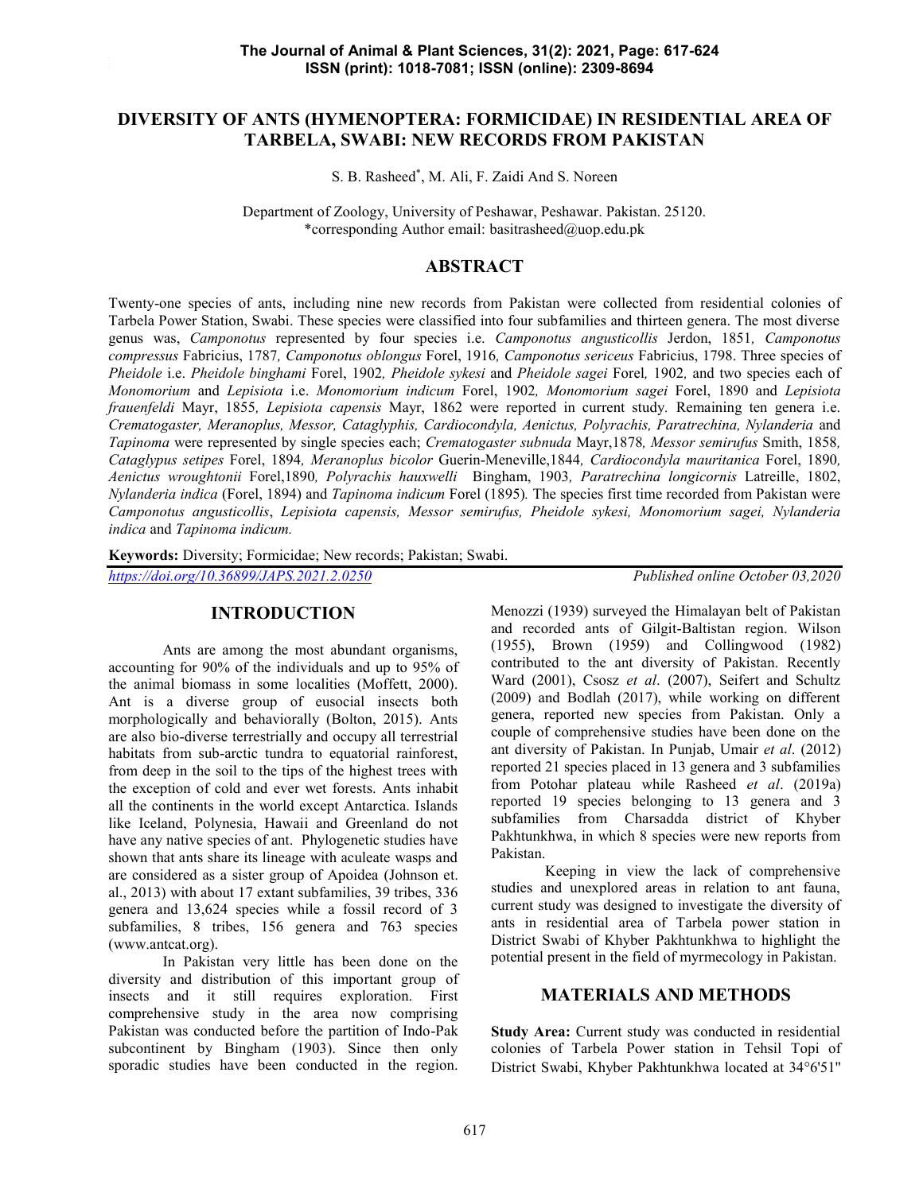# DIVERSITY OF ANTS (HYMENOPTERA: FORMICIDAE) IN RESIDENTIAL AREA OF TARBELA, SWABI: NEW RECORDS FROM PAKISTAN

S. B. Rasheed*, M. Ali, F. Zaidi And S. Noreen

Department of Zoology, University of Peshawar, Peshawar. Pakistan. 25120.
*corresponding Author email: basitrasheed@uop.edu.pk

## ABSTRACT

Twenty-one species of ants, including nine new records from Pakistan were collected from residential colonies of Tarbela Power Station, Swabi. These species were classified into four subfamilies and thirteen genera. The most diverse genus was, *Camponotus* represented by four species i.e. *Camponotus angusticollis* Jerdon, 1851, *Camponotus compressus* Fabricius, 1787, *Camponotus oblongus* Forel, 1916, *Camponotus sericeus* Fabricius, 1798. Three species of *Pheidole* i.e. *Pheidole binghami* Forel, 1902, *Pheidole sykesi* and *Pheidole sagei* Forel, 1902, and two species each of *Monomorium* and *Lepisiota* i.e. *Monomorium indicum* Forel, 1902, *Monomorium sagei* Forel, 1890 and *Lepisiota frauenfeldi* Mayr, 1855, *Lepisiota capensis* Mayr, 1862 were reported in current study. Remaining ten genera i.e. *Crematogaster, Meranoplus, Messor, Cataglyphis, Cardiocondyla, Aenictus, Polyrachis, Paratrechina, Nylanderia* and *Tapinoma* were represented by single species each; *Crematogaster subnuda* Mayr,1878, *Messor semirufus* Smith, 1858, *Cataglypus setipes* Forel, 1894, *Meranoplus bicolor* Guerin-Meneville,1844, *Cardiocondyla mauritanica* Forel, 1890, *Aenictus wroughtonii* Forel,1890, *Polyrachis hauxwelli* Bingham, 1903, *Paratrechina longicornis* Latreille, 1802, *Nylanderia indica* (Forel, 1894) and *Tapinoma indicum* Forel (1895). The species first time recorded from Pakistan were *Camponotus angusticollis*, *Lepisiota capensis, Messor semirufus, Pheidole sykesi, Monomorium sagei, Nylanderia indica* and *Tapinoma indicum.*

**Keywords:** Diversity; Formicidae; New records; Pakistan; Swabi.

https://doi.org/10.36899/JAPS.2021.2.0250 *Published online October 03,2020*

## INTRODUCTION

Ants are among the most abundant organisms, accounting for 90% of the individuals and up to 95% of the animal biomass in some localities (Moffett, 2000). Ant is a diverse group of eusocial insects both morphologically and behaviorally (Bolton, 2015). Ants are also bio-diverse terrestrially and occupy all terrestrial habitats from sub-arctic tundra to equatorial rainforest, from deep in the soil to the tips of the highest trees with the exception of cold and ever wet forests. Ants inhabit all the continents in the world except Antarctica. Islands like Iceland, Polynesia, Hawaii and Greenland do not have any native species of ant. Phylogenetic studies have shown that ants share its lineage with aculeate wasps and are considered as a sister group of Apoidea (Johnson et. al., 2013) with about 17 extant subfamilies, 39 tribes, 336 genera and 13,624 species while a fossil record of 3 subfamilies, 8 tribes, 156 genera and 763 species (www.antcat.org).

In Pakistan very little has been done on the diversity and distribution of this important group of insects and it still requires exploration. First comprehensive study in the area now comprising Pakistan was conducted before the partition of Indo-Pak subcontinent by Bingham (1903). Since then only sporadic studies have been conducted in the region. Menozzi (1939) surveyed the Himalayan belt of Pakistan and recorded ants of Gilgit-Baltistan region. Wilson (1955), Brown (1959) and Collingwood (1982) contributed to the ant diversity of Pakistan. Recently Ward (2001), Csosz *et al*. (2007), Seifert and Schultz (2009) and Bodlah (2017), while working on different genera, reported new species from Pakistan. Only a couple of comprehensive studies have been done on the ant diversity of Pakistan. In Punjab, Umair *et al*. (2012) reported 21 species placed in 13 genera and 3 subfamilies from Potohar plateau while Rasheed *et al*. (2019a) reported 19 species belonging to 13 genera and 3 subfamilies from Charsadda district of Khyber Pakhtunkhwa, in which 8 species were new reports from Pakistan.

Keeping in view the lack of comprehensive studies and unexplored areas in relation to ant fauna, current study was designed to investigate the diversity of ants in residential area of Tarbela power station in District Swabi of Khyber Pakhtunkhwa to highlight the potential present in the field of myrmecology in Pakistan.

## MATERIALS AND METHODS

**Study Area:** Current study was conducted in residential colonies of Tarbela Power station in Tehsil Topi of District Swabi, Khyber Pakhtunkhwa located at 34°6'51"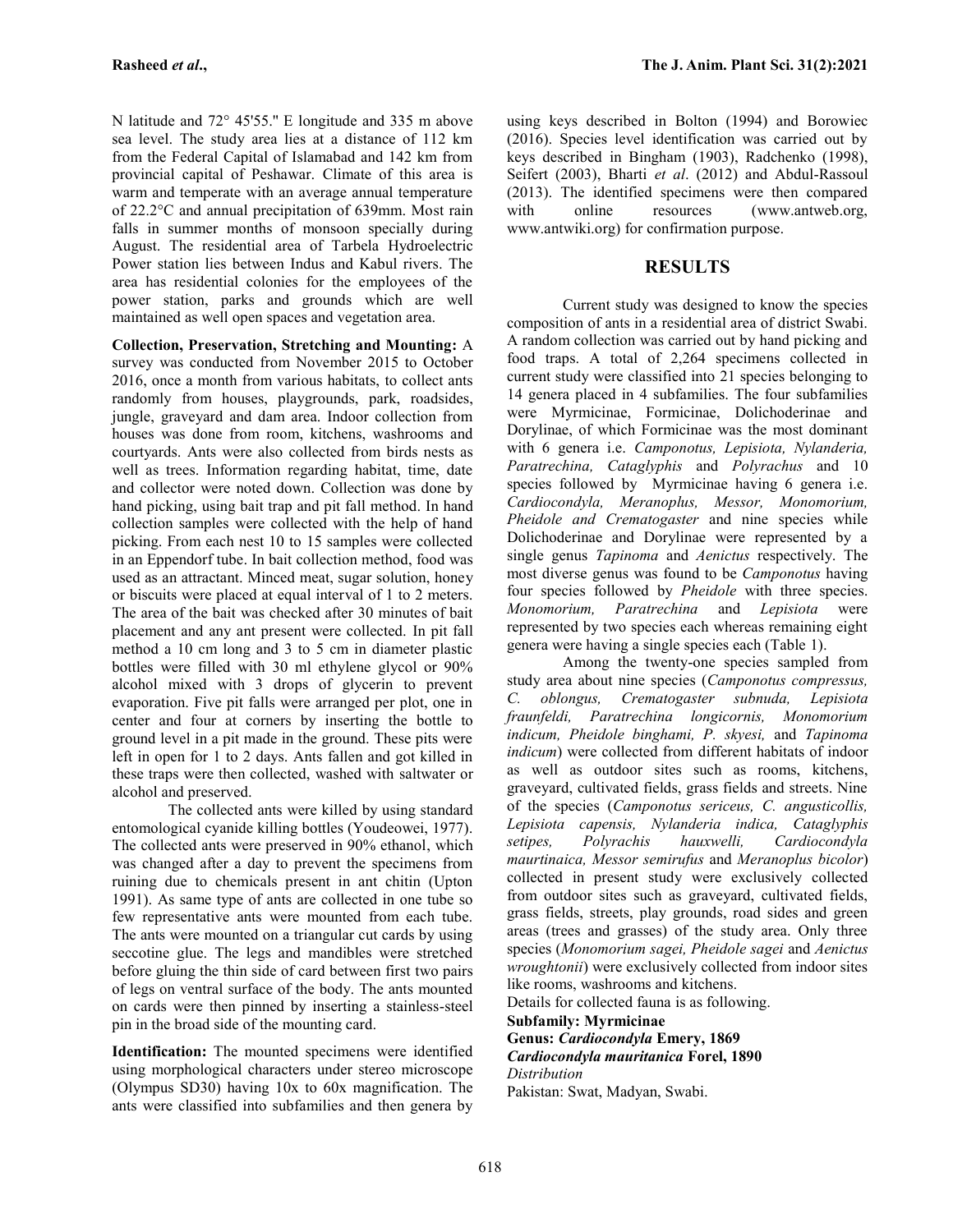N latitude and 72° 45'55." E longitude and 335 m above sea level. The study area lies at a distance of 112 km from the Federal Capital of Islamabad and 142 km from provincial capital of Peshawar. Climate of this area is warm and temperate with an average annual temperature of 22.2°C and annual precipitation of 639mm. Most rain falls in summer months of monsoon specially during August. The residential area of Tarbela Hydroelectric Power station lies between Indus and Kabul rivers. The area has residential colonies for the employees of the power station, parks and grounds which are well maintained as well open spaces and vegetation area.

**Collection, Preservation, Stretching and Mounting:** A survey was conducted from November 2015 to October 2016, once a month from various habitats, to collect ants randomly from houses, playgrounds, park, roadsides, jungle, graveyard and dam area. Indoor collection from houses was done from room, kitchens, washrooms and courtyards. Ants were also collected from birds nests as well as trees. Information regarding habitat, time, date and collector were noted down. Collection was done by hand picking, using bait trap and pit fall method. In hand collection samples were collected with the help of hand picking. From each nest 10 to 15 samples were collected in an Eppendorf tube. In bait collection method, food was used as an attractant. Minced meat, sugar solution, honey or biscuits were placed at equal interval of 1 to 2 meters. The area of the bait was checked after 30 minutes of bait placement and any ant present were collected. In pit fall method a 10 cm long and 3 to 5 cm in diameter plastic bottles were filled with 30 ml ethylene glycol or 90% alcohol mixed with 3 drops of glycerin to prevent evaporation. Five pit falls were arranged per plot, one in center and four at corners by inserting the bottle to ground level in a pit made in the ground. These pits were left in open for 1 to 2 days. Ants fallen and got killed in these traps were then collected, washed with saltwater or alcohol and preserved.

The collected ants were killed by using standard entomological cyanide killing bottles (Youdeowei, 1977). The collected ants were preserved in 90% ethanol, which was changed after a day to prevent the specimens from ruining due to chemicals present in ant chitin (Upton 1991). As same type of ants are collected in one tube so few representative ants were mounted from each tube. The ants were mounted on a triangular cut cards by using seccotine glue. The legs and mandibles were stretched before gluing the thin side of card between first two pairs of legs on ventral surface of the body. The ants mounted on cards were then pinned by inserting a stainless-steel pin in the broad side of the mounting card.

**Identification:** The mounted specimens were identified using morphological characters under stereo microscope (Olympus SD30) having 10x to 60x magnification. The ants were classified into subfamilies and then genera by using keys described in Bolton (1994) and Borowiec (2016). Species level identification was carried out by keys described in Bingham (1903), Radchenko (1998), Seifert (2003), Bharti *et al*. (2012) and Abdul-Rassoul (2013). The identified specimens were then compared with online resources (www.antweb.org, www.antwiki.org) for confirmation purpose.

## RESULTS

Current study was designed to know the species composition of ants in a residential area of district Swabi. A random collection was carried out by hand picking and food traps. A total of 2,264 specimens collected in current study were classified into 21 species belonging to 14 genera placed in 4 subfamilies. The four subfamilies were Myrmicinae, Formicinae, Dolichoderinae and Dorylinae, of which Formicinae was the most dominant with 6 genera i.e. *Camponotus, Lepisiota, Nylanderia, Paratrechina, Cataglyphis* and *Polyrachus* and 10 species followed by Myrmicinae having 6 genera i.e. *Cardiocondyla, Meranoplus, Messor, Monomorium, Pheidole and Crematogaster* and nine species while Dolichoderinae and Dorylinae were represented by a single genus *Tapinoma* and *Aenictus* respectively. The most diverse genus was found to be *Camponotus* having four species followed by *Pheidole* with three species. *Monomorium, Paratrechina* and *Lepisiota* were represented by two species each whereas remaining eight genera were having a single species each (Table 1).

Among the twenty-one species sampled from study area about nine species (*Camponotus compressus, C. oblongus, Crematogaster subnuda, Lepisiota fraunfeldi, Paratrechina longicornis, Monomorium indicum, Pheidole binghami, P. skyesi,* and *Tapinoma indicum*) were collected from different habitats of indoor as well as outdoor sites such as rooms, kitchens, graveyard, cultivated fields, grass fields and streets. Nine of the species (*Camponotus sericeus, C. angusticollis, Lepisiota capensis, Nylanderia indica, Cataglyphis setipes, Polyrachis hauxwelli, Cardiocondyla maurtinaica, Messor semirufus* and *Meranoplus bicolor*) collected in present study were exclusively collected from outdoor sites such as graveyard, cultivated fields, grass fields, streets, play grounds, road sides and green areas (trees and grasses) of the study area. Only three species (*Monomorium sagei, Pheidole sagei* and *Aenictus wroughtonii*) were exclusively collected from indoor sites like rooms, washrooms and kitchens.

Details for collected fauna is as following.

**Subfamily: Myrmicinae**

**Genus: *Cardiocondyla* Emery, 1869**

***Cardiocondyla mauritanica* Forel, 1890**

*Distribution*

Pakistan: Swat, Madyan, Swabi.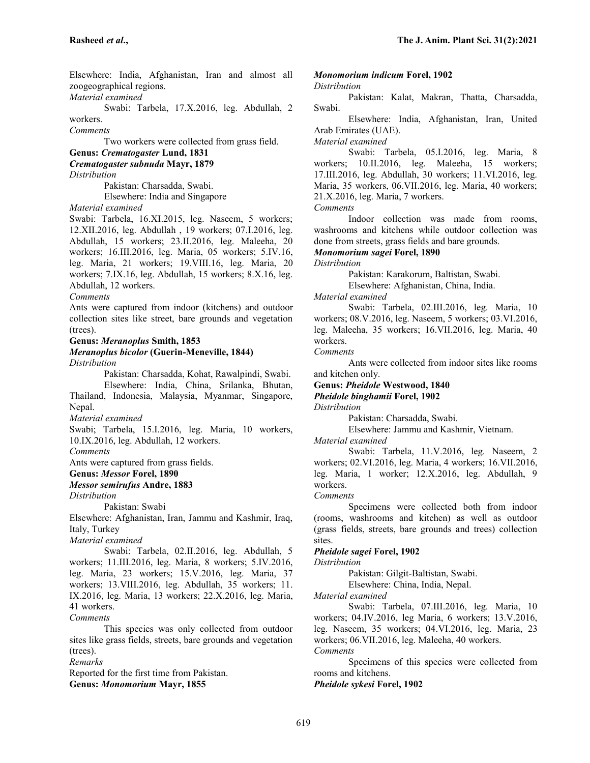Elsewhere: India, Afghanistan, Iran and almost all zoogeographical regions.

*Material examined*

Swabi: Tarbela, 17.X.2016, leg. Abdullah, 2 workers.

*Comments*

Two workers were collected from grass field.

**Genus: *Crematogaster* Lund, 1831**

***Crematogaster subnuda* Mayr, 1879**

*Distribution*

Pakistan: Charsadda, Swabi.

Elsewhere: India and Singapore

*Material examined*

Swabi: Tarbela, 16.XI.2015, leg. Naseem, 5 workers; 12.XII.2016, leg. Abdullah , 19 workers; 07.I.2016, leg. Abdullah, 15 workers; 23.II.2016, leg. Maleeha, 20 workers; 16.III.2016, leg. Maria, 05 workers; 5.IV.16, leg. Maria, 21 workers; 19.VIII.16, leg. Maria, 20 workers; 7.IX.16, leg. Abdullah, 15 workers; 8.X.16, leg. Abdullah, 12 workers.

*Comments*

Ants were captured from indoor (kitchens) and outdoor collection sites like street, bare grounds and vegetation (trees).

**Genus: *Meranoplus* Smith, 1853**

***Meranoplus bicolor* (Guerin-Meneville, 1844)**

*Distribution*

Pakistan: Charsadda, Kohat, Rawalpindi, Swabi.

Elsewhere: India, China, Srilanka, Bhutan, Thailand, Indonesia, Malaysia, Myanmar, Singapore, Nepal.

*Material examined*

Swabi; Tarbela, 15.I.2016, leg. Maria, 10 workers, 10.IX.2016, leg. Abdullah, 12 workers.

*Comments*

Ants were captured from grass fields.

**Genus: *Messor* Forel, 1890**

***Messor semirufus* Andre, 1883**

*Distribution*

Pakistan: Swabi

Elsewhere: Afghanistan, Iran, Jammu and Kashmir, Iraq, Italy, Turkey

*Material examined*

Swabi: Tarbela, 02.II.2016, leg. Abdullah, 5 workers; 11.III.2016, leg. Maria, 8 workers; 5.IV.2016, leg. Maria, 23 workers; 15.V.2016, leg. Maria, 37 workers; 13.VIII.2016, leg. Abdullah, 35 workers; 11. IX.2016, leg. Maria, 13 workers; 22.X.2016, leg. Maria, 41 workers.

*Comments*

This species was only collected from outdoor sites like grass fields, streets, bare grounds and vegetation (trees).

*Remarks*

Reported for the first time from Pakistan.

**Genus: *Monomorium* Mayr, 1855**

***Monomorium indicum* Forel, 1902**

*Distribution*

Pakistan: Kalat, Makran, Thatta, Charsadda, Swabi.

Elsewhere: India, Afghanistan, Iran, United Arab Emirates (UAE).

*Material examined*

Swabi: Tarbela, 05.I.2016, leg. Maria, 8 workers; 10.II.2016, leg. Maleeha, 15 workers; 17.III.2016, leg. Abdullah, 30 workers; 11.VI.2016, leg. Maria, 35 workers, 06.VII.2016, leg. Maria, 40 workers; 21.X.2016, leg. Maria, 7 workers.

*Comments*

Indoor collection was made from rooms, washrooms and kitchens while outdoor collection was done from streets, grass fields and bare grounds.

***Monomorium sagei* Forel, 1890**

*Distribution*

Pakistan: Karakorum, Baltistan, Swabi.

Elsewhere: Afghanistan, China, India.

*Material examined*

Swabi: Tarbela, 02.III.2016, leg. Maria, 10 workers; 08.V.2016, leg. Naseem, 5 workers; 03.VI.2016, leg. Maleeha, 35 workers; 16.VII.2016, leg. Maria, 40 workers.

*Comments*

Ants were collected from indoor sites like rooms and kitchen only.

**Genus: *Pheidole* Westwood, 1840**

***Pheidole binghamii* Forel, 1902**

*Distribution*

Pakistan: Charsadda, Swabi.

Elsewhere: Jammu and Kashmir, Vietnam.

*Material examined*

Swabi: Tarbela, 11.V.2016, leg. Naseem, 2 workers; 02.VI.2016, leg. Maria, 4 workers; 16.VII.2016, leg. Maria, 1 worker; 12.X.2016, leg. Abdullah, 9 workers.

*Comments*

Specimens were collected both from indoor (rooms, washrooms and kitchen) as well as outdoor (grass fields, streets, bare grounds and trees) collection sites.

***Pheidole sagei* Forel, 1902**

*Distribution*

Pakistan: Gilgit-Baltistan, Swabi.

Elsewhere: China, India, Nepal.

*Material examined*

Swabi: Tarbela, 07.III.2016, leg. Maria, 10 workers; 04.IV.2016, leg Maria, 6 workers; 13.V.2016, leg. Naseem, 35 workers; 04.VI.2016, leg. Maria, 23 workers; 06.VII.2016, leg. Maleeha, 40 workers.

*Comments*

Specimens of this species were collected from rooms and kitchens.

***Pheidole sykesi* Forel, 1902**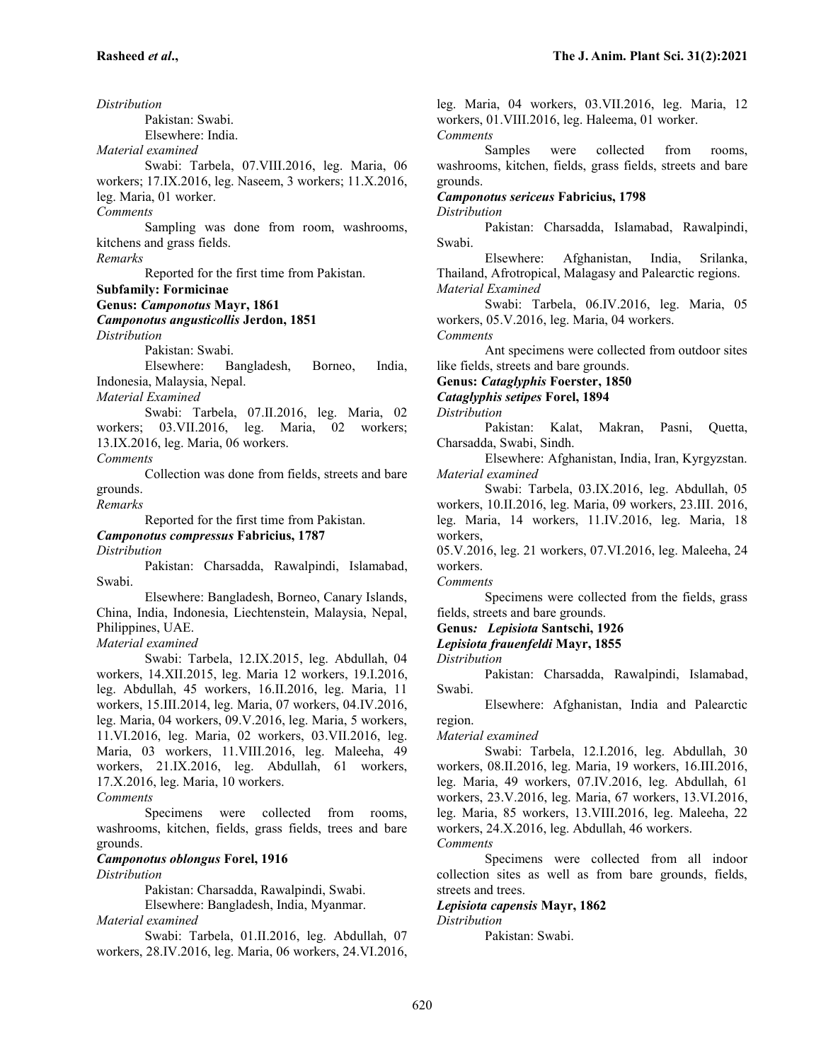*Distribution*

Pakistan: Swabi.

Elsewhere: India.

*Material examined*

Swabi: Tarbela, 07.VIII.2016, leg. Maria, 06 workers; 17.IX.2016, leg. Naseem, 3 workers; 11.X.2016, leg. Maria, 01 worker.

*Comments*

Sampling was done from room, washrooms, kitchens and grass fields.

*Remarks*

Reported for the first time from Pakistan.

**Subfamily: Formicinae**

**Genus: *Camponotus* Mayr, 1861**

***Camponotus angusticollis* Jerdon, 1851**

*Distribution*

Pakistan: Swabi.

Elsewhere: Bangladesh, Borneo, India, Indonesia, Malaysia, Nepal.

*Material Examined*

Swabi: Tarbela, 07.II.2016, leg. Maria, 02 workers; 03.VII.2016, leg. Maria, 02 workers; 13.IX.2016, leg. Maria, 06 workers.

*Comments*

Collection was done from fields, streets and bare grounds.

*Remarks*

Reported for the first time from Pakistan.

***Camponotus compressus* Fabricius, 1787**

*Distribution*

Pakistan: Charsadda, Rawalpindi, Islamabad, Swabi.

Elsewhere: Bangladesh, Borneo, Canary Islands, China, India, Indonesia, Liechtenstein, Malaysia, Nepal, Philippines, UAE.

*Material examined*

Swabi: Tarbela, 12.IX.2015, leg. Abdullah, 04 workers, 14.XII.2015, leg. Maria 12 workers, 19.I.2016, leg. Abdullah, 45 workers, 16.II.2016, leg. Maria, 11 workers, 15.III.2014, leg. Maria, 07 workers, 04.IV.2016, leg. Maria, 04 workers, 09.V.2016, leg. Maria, 5 workers, 11.VI.2016, leg. Maria, 02 workers, 03.VII.2016, leg. Maria, 03 workers, 11.VIII.2016, leg. Maleeha, 49 workers, 21.IX.2016, leg. Abdullah, 61 workers, 17.X.2016, leg. Maria, 10 workers.

*Comments*

Specimens were collected from rooms, washrooms, kitchen, fields, grass fields, trees and bare grounds.

***Camponotus oblongus* Forel, 1916**

*Distribution*

Pakistan: Charsadda, Rawalpindi, Swabi.

Elsewhere: Bangladesh, India, Myanmar.

*Material examined*

Swabi: Tarbela, 01.II.2016, leg. Abdullah, 07 workers, 28.IV.2016, leg. Maria, 06 workers, 24.VI.2016, leg. Maria, 04 workers, 03.VII.2016, leg. Maria, 12 workers, 01.VIII.2016, leg. Haleema, 01 worker.

*Comments*

Samples were collected from rooms, washrooms, kitchen, fields, grass fields, streets and bare grounds.

***Camponotus sericeus* Fabricius, 1798**

*Distribution*

Pakistan: Charsadda, Islamabad, Rawalpindi, Swabi.

Elsewhere: Afghanistan, India, Srilanka, Thailand, Afrotropical, Malagasy and Palearctic regions.

*Material Examined*

Swabi: Tarbela, 06.IV.2016, leg. Maria, 05 workers, 05.V.2016, leg. Maria, 04 workers.

*Comments*

Ant specimens were collected from outdoor sites like fields, streets and bare grounds.

**Genus: *Cataglyphis* Foerster, 1850**

***Cataglyphis setipes* Forel, 1894**

*Distribution*

Pakistan: Kalat, Makran, Pasni, Quetta, Charsadda, Swabi, Sindh.

Elsewhere: Afghanistan, India, Iran, Kyrgyzstan.

*Material examined*

Swabi: Tarbela, 03.IX.2016, leg. Abdullah, 05 workers, 10.II.2016, leg. Maria, 09 workers, 23.III. 2016, leg. Maria, 14 workers, 11.IV.2016, leg. Maria, 18 workers, 05.V.2016, leg. 21 workers, 07.VI.2016, leg. Maleeha, 24 workers.

*Comments*

Specimens were collected from the fields, grass fields, streets and bare grounds.

**Genus*:* *Lepisiota* Santschi, 1926**

***Lepisiota frauenfeldi* Mayr, 1855**

*Distribution*

Pakistan: Charsadda, Rawalpindi, Islamabad, Swabi.

Elsewhere: Afghanistan, India and Palearctic region.

*Material examined*

Swabi: Tarbela, 12.I.2016, leg. Abdullah, 30 workers, 08.II.2016, leg. Maria, 19 workers, 16.III.2016, leg. Maria, 49 workers, 07.IV.2016, leg. Abdullah, 61 workers, 23.V.2016, leg. Maria, 67 workers, 13.VI.2016, leg. Maria, 85 workers, 13.VIII.2016, leg. Maleeha, 22 workers, 24.X.2016, leg. Abdullah, 46 workers.

*Comments*

Specimens were collected from all indoor collection sites as well as from bare grounds, fields, streets and trees.

***Lepisiota capensis* Mayr, 1862**

*Distribution*

Pakistan: Swabi.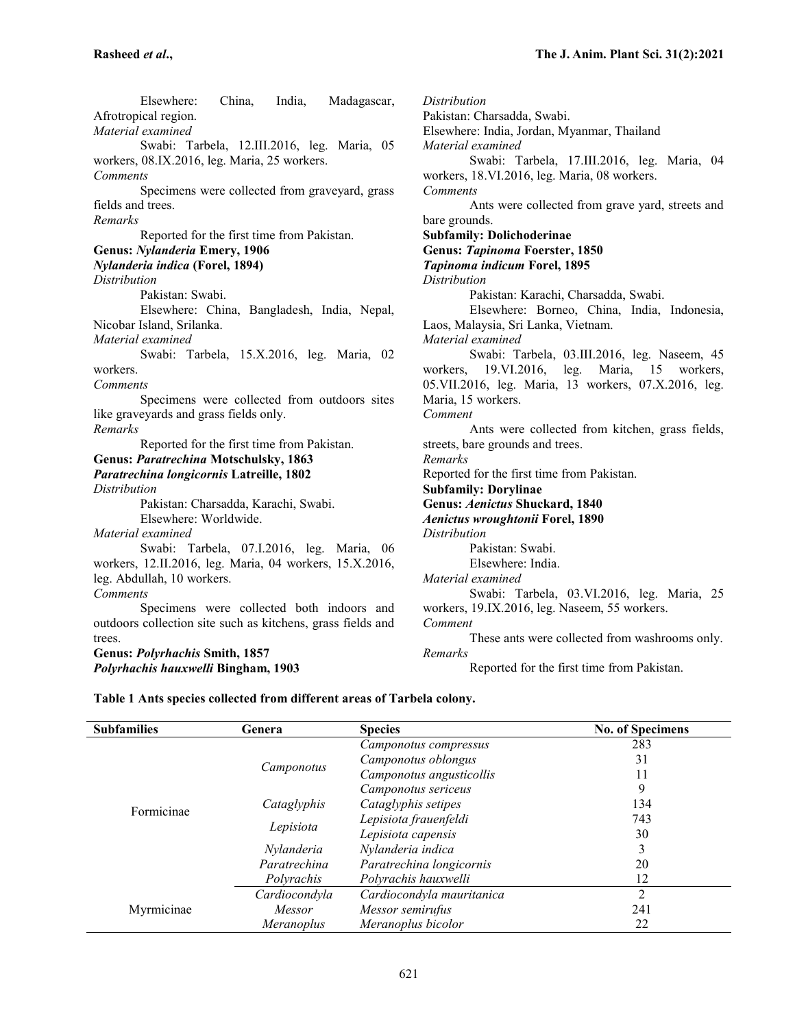Elsewhere: China, India, Madagascar, Afrotropical region.

*Material examined*

Swabi: Tarbela, 12.III.2016, leg. Maria, 05 workers, 08.IX.2016, leg. Maria, 25 workers.

*Comments*

Specimens were collected from graveyard, grass fields and trees.

*Remarks*

Reported for the first time from Pakistan.

**Genus: *Nylanderia* Emery, 1906**

***Nylanderia indica* (Forel, 1894)**

*Distribution*

Pakistan: Swabi.

Elsewhere: China, Bangladesh, India, Nepal, Nicobar Island, Srilanka.

*Material examined*

Swabi: Tarbela, 15.X.2016, leg. Maria, 02 workers.

*Comments*

Specimens were collected from outdoors sites like graveyards and grass fields only.

*Remarks*

Reported for the first time from Pakistan.

**Genus: *Paratrechina* Motschulsky, 1863**

***Paratrechina longicornis* Latreille, 1802**

*Distribution*

Pakistan: Charsadda, Karachi, Swabi.

Elsewhere: Worldwide.

*Material examined*

Swabi: Tarbela, 07.I.2016, leg. Maria, 06 workers, 12.II.2016, leg. Maria, 04 workers, 15.X.2016, leg. Abdullah, 10 workers.

*Comments*

Specimens were collected both indoors and outdoors collection site such as kitchens, grass fields and trees.

**Genus: *Polyrhachis* Smith, 1857**

***Polyrhachis hauxwelli* Bingham, 1903**

*Distribution*

Pakistan: Charsadda, Swabi.

Elsewhere: India, Jordan, Myanmar, Thailand

*Material examined*

Swabi: Tarbela, 17.III.2016, leg. Maria, 04 workers, 18.VI.2016, leg. Maria, 08 workers.

*Comments*

Ants were collected from grave yard, streets and bare grounds.

**Subfamily: Dolichoderinae**

**Genus: *Tapinoma* Foerster, 1850**

***Tapinoma indicum* Forel, 1895**

*Distribution*

Pakistan: Karachi, Charsadda, Swabi.

Elsewhere: Borneo, China, India, Indonesia, Laos, Malaysia, Sri Lanka, Vietnam.

*Material examined*

Swabi: Tarbela, 03.III.2016, leg. Naseem, 45 workers, 19.VI.2016, leg. Maria, 15 workers, 05.VII.2016, leg. Maria, 13 workers, 07.X.2016, leg. Maria, 15 workers.

*Comment*

Ants were collected from kitchen, grass fields, streets, bare grounds and trees.

*Remarks*

Reported for the first time from Pakistan.

**Subfamily: Dorylinae**

**Genus: *Aenictus* Shuckard, 1840**

***Aenictus wroughtonii* Forel, 1890**

*Distribution*

Pakistan: Swabi.

Elsewhere: India.

*Material examined*

Swabi: Tarbela, 03.VI.2016, leg. Maria, 25 workers, 19.IX.2016, leg. Naseem, 55 workers.

*Comment*

These ants were collected from washrooms only.

*Remarks*

Reported for the first time from Pakistan.

**Table 1 Ants species collected from different areas of Tarbela colony.**

| Subfamilies | Genera | Species | No. of Specimens |
|---|---|---|---|
| Formicinae | *Camponotus* | *Camponotus compressus* | 283 |
| | | *Camponotus oblongus* | 31 |
| | | *Camponotus angusticollis* | 11 |
| | | *Camponotus sericeus* | 9 |
| | *Cataglyphis* | *Cataglyphis setipes* | 134 |
| | *Lepisiota* | *Lepisiota frauenfeldi* | 743 |
| | | *Lepisiota capensis* | 30 |
| | *Nylanderia* | *Nylanderia indica* | 3 |
| | *Paratrechina* | *Paratrechina longicornis* | 20 |
| | *Polyrachis* | *Polyrachis hauxwelli* | 12 |
| Myrmicinae | *Cardiocondyla* | *Cardiocondyla mauritanica* | 2 |
| | *Messor* | *Messor semirufus* | 241 |
| | *Meranoplus* | *Meranoplus bicolor* | 22 |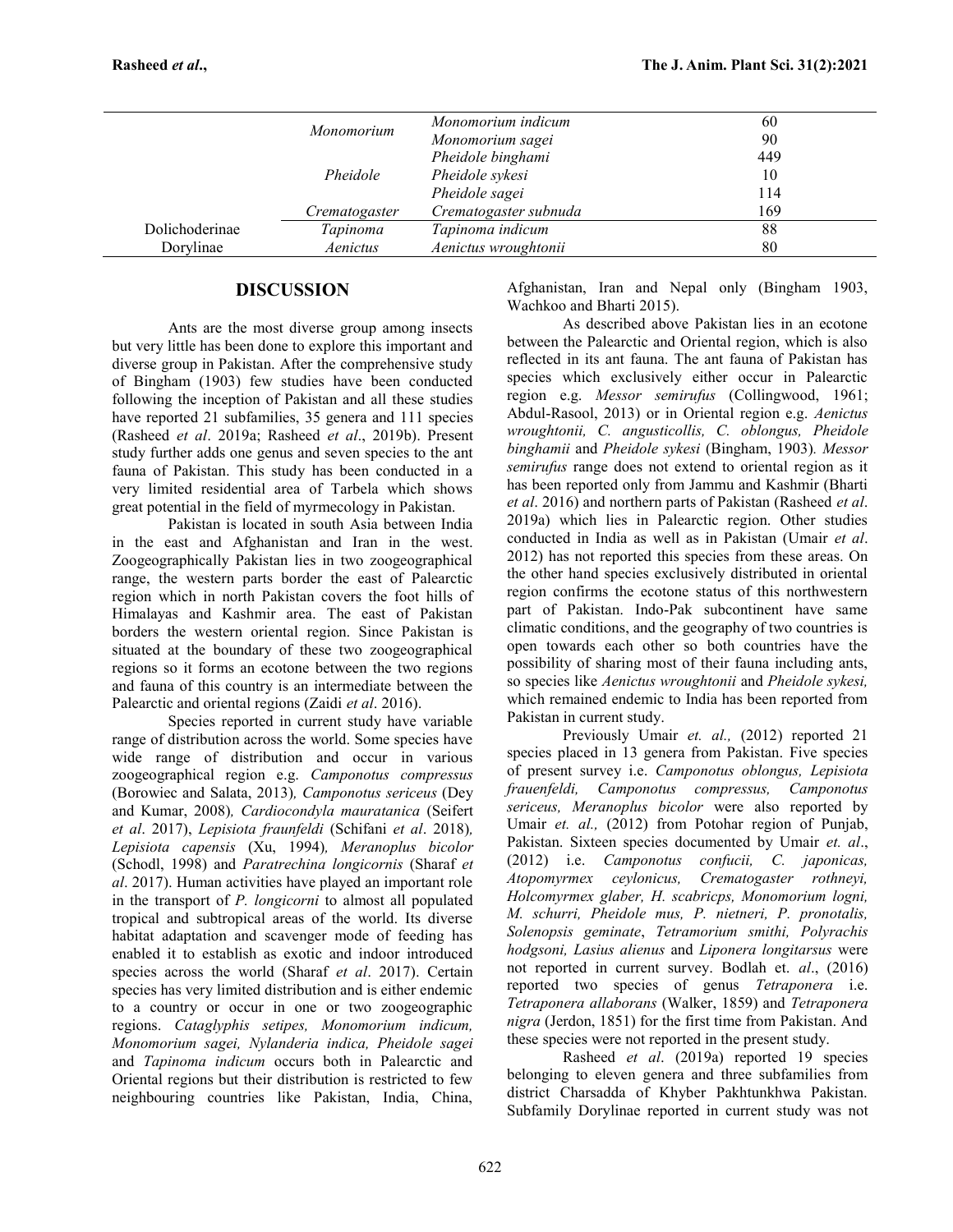| | Monomorium | Monomorium indicum | 60 |
|---|---|---|---|
| | | Monomorium sagei | 90 |
| | Pheidole | Pheidole binghami | 449 |
| | | Pheidole sykesi | 10 |
| | | Pheidole sagei | 114 |
| | Crematogaster | Crematogaster subnuda | 169 |
| Dolichoderinae | Tapinoma | Tapinoma indicum | 88 |
| Dorylinae | Aenictus | Aenictus wroughtonii | 80 |

## DISCUSSION

Ants are the most diverse group among insects but very little has been done to explore this important and diverse group in Pakistan. After the comprehensive study of Bingham (1903) few studies have been conducted following the inception of Pakistan and all these studies have reported 21 subfamilies, 35 genera and 111 species (Rasheed *et al*. 2019a; Rasheed *et al*., 2019b). Present study further adds one genus and seven species to the ant fauna of Pakistan. This study has been conducted in a very limited residential area of Tarbela which shows great potential in the field of myrmecology in Pakistan.

Pakistan is located in south Asia between India in the east and Afghanistan and Iran in the west. Zoogeographically Pakistan lies in two zoogeographical range, the western parts border the east of Palearctic region which in north Pakistan covers the foot hills of Himalayas and Kashmir area. The east of Pakistan borders the western oriental region. Since Pakistan is situated at the boundary of these two zoogeographical regions so it forms an ecotone between the two regions and fauna of this country is an intermediate between the Palearctic and oriental regions (Zaidi *et al*. 2016).

Species reported in current study have variable range of distribution across the world. Some species have wide range of distribution and occur in various zoogeographical region e.g. *Camponotus compressus* (Borowiec and Salata, 2013)*, Camponotus sericeus* (Dey and Kumar, 2008)*, Cardiocondyla mauratanica* (Seifert *et al*. 2017), *Lepisiota fraunfeldi* (Schifani *et al*. 2018)*, Lepisiota capensis* (Xu, 1994)*, Meranoplus bicolor* (Schodl, 1998) and *Paratrechina longicornis* (Sharaf *et al*. 2017). Human activities have played an important role in the transport of *P. longicorni* to almost all populated tropical and subtropical areas of the world. Its diverse habitat adaptation and scavenger mode of feeding has enabled it to establish as exotic and indoor introduced species across the world (Sharaf *et al*. 2017). Certain species has very limited distribution and is either endemic to a country or occur in one or two zoogeographic regions. *Cataglyphis setipes, Monomorium indicum, Monomorium sagei, Nylanderia indica, Pheidole sagei* and *Tapinoma indicum* occurs both in Palearctic and Oriental regions but their distribution is restricted to few neighbouring countries like Pakistan, India, China, Afghanistan, Iran and Nepal only (Bingham 1903, Wachkoo and Bharti 2015).

As described above Pakistan lies in an ecotone between the Palearctic and Oriental region, which is also reflected in its ant fauna. The ant fauna of Pakistan has species which exclusively either occur in Palearctic region e.g. *Messor semirufus* (Collingwood, 1961; Abdul-Rasool, 2013) or in Oriental region e.g. *Aenictus wroughtonii, C. angusticollis, C. oblongus, Pheidole binghamii* and *Pheidole sykesi* (Bingham, 1903)*. Messor semirufus* range does not extend to oriental region as it has been reported only from Jammu and Kashmir (Bharti *et al*. 2016) and northern parts of Pakistan (Rasheed *et al*. 2019a) which lies in Palearctic region. Other studies conducted in India as well as in Pakistan (Umair *et al*. 2012) has not reported this species from these areas. On the other hand species exclusively distributed in oriental region confirms the ecotone status of this northwestern part of Pakistan. Indo-Pak subcontinent have same climatic conditions, and the geography of two countries is open towards each other so both countries have the possibility of sharing most of their fauna including ants, so species like *Aenictus wroughtonii* and *Pheidole sykesi,* which remained endemic to India has been reported from Pakistan in current study.

Previously Umair *et. al.,* (2012) reported 21 species placed in 13 genera from Pakistan. Five species of present survey i.e. *Camponotus oblongus, Lepisiota frauenfeldi, Camponotus compressus, Camponotus sericeus, Meranoplus bicolor* were also reported by Umair *et. al.,* (2012) from Potohar region of Punjab, Pakistan. Sixteen species documented by Umair *et. al*., (2012) i.e. *Camponotus confucii, C. japonicas, Atopomyrmex ceylonicus, Crematogaster rothneyi, Holcomyrmex glaber, H. scabricps, Monomorium logni, M. schurri, Pheidole mus, P. nietneri, P. pronotalis, Solenopsis geminate*, *Tetramorium smithi, Polyrachis hodgsoni, Lasius alienus* and *Liponera longitarsus* were not reported in current survey. Bodlah et. *al*., (2016) reported two species of genus *Tetraponera* i.e. *Tetraponera allaborans* (Walker, 1859) and *Tetraponera nigra* (Jerdon, 1851) for the first time from Pakistan. And these species were not reported in the present study.

Rasheed *et al*. (2019a) reported 19 species belonging to eleven genera and three subfamilies from district Charsadda of Khyber Pakhtunkhwa Pakistan. Subfamily Dorylinae reported in current study was not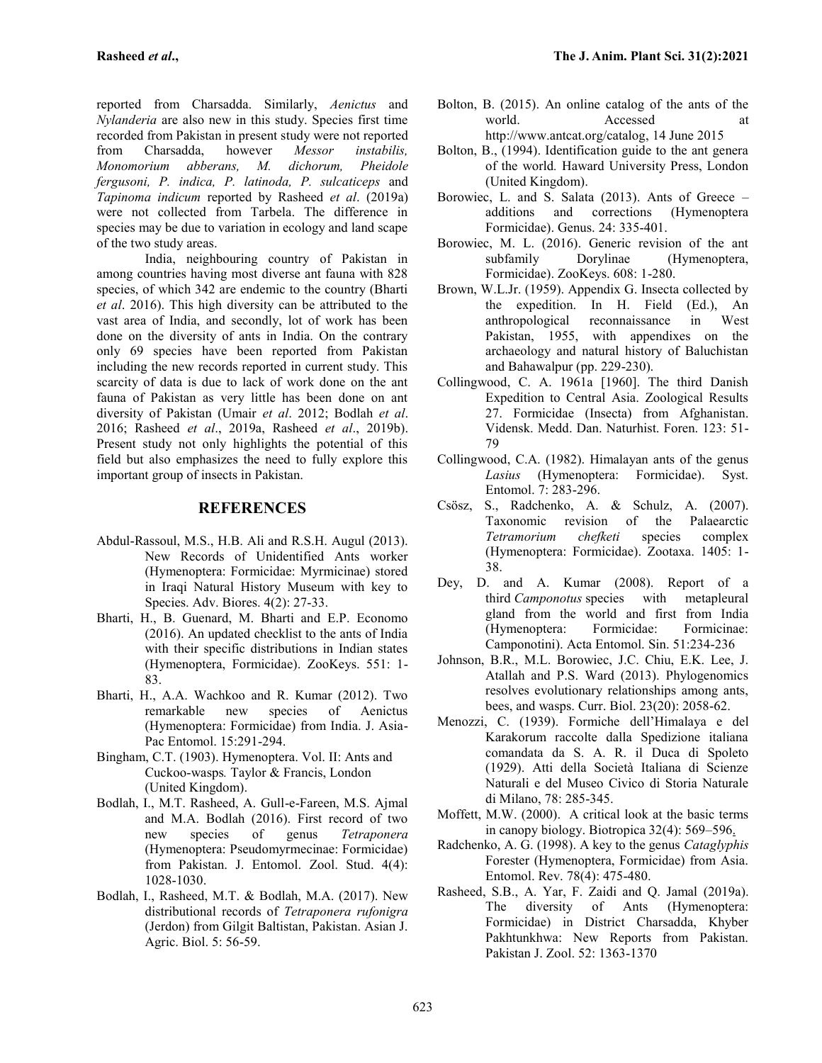reported from Charsadda. Similarly, *Aenictus* and *Nylanderia* are also new in this study. Species first time recorded from Pakistan in present study were not reported from Charsadda, however *Messor instabilis, Monomorium abberans, M. dichorum, Pheidole fergusoni, P. indica, P. latinoda, P. sulcaticeps* and *Tapinoma indicum* reported by Rasheed *et al*. (2019a) were not collected from Tarbela. The difference in species may be due to variation in ecology and land scape of the two study areas.

India, neighbouring country of Pakistan in among countries having most diverse ant fauna with 828 species, of which 342 are endemic to the country (Bharti *et al*. 2016). This high diversity can be attributed to the vast area of India, and secondly, lot of work has been done on the diversity of ants in India. On the contrary only 69 species have been reported from Pakistan including the new records reported in current study. This scarcity of data is due to lack of work done on the ant fauna of Pakistan as very little has been done on ant diversity of Pakistan (Umair *et al*. 2012; Bodlah *et al*. 2016; Rasheed *et al*., 2019a, Rasheed *et al*., 2019b). Present study not only highlights the potential of this field but also emphasizes the need to fully explore this important group of insects in Pakistan.

## REFERENCES

Abdul-Rassoul, M.S., H.B. Ali and R.S.H. Augul (2013). New Records of Unidentified Ants worker (Hymenoptera: Formicidae: Myrmicinae) stored in Iraqi Natural History Museum with key to Species. Adv. Biores. 4(2): 27-33.

Bharti, H., B. Guenard, M. Bharti and E.P. Economo (2016). An updated checklist to the ants of India with their specific distributions in Indian states (Hymenoptera, Formicidae). ZooKeys. 551: 1-83.

Bharti, H., A.A. Wachkoo and R. Kumar (2012). Two remarkable new species of Aenictus (Hymenoptera: Formicidae) from India. J. Asia-Pac Entomol. 15:291-294.

Bingham, C.T. (1903). Hymenoptera. Vol. II: Ants and Cuckoo-wasps*.* Taylor & Francis, London (United Kingdom).

Bodlah, I., M.T. Rasheed, A. Gull-e-Fareen, M.S. Ajmal and M.A. Bodlah (2016). First record of two new species of genus *Tetraponera* (Hymenoptera: Pseudomyrmecinae: Formicidae) from Pakistan. J. Entomol. Zool. Stud. 4(4): 1028-1030.

Bodlah, I., Rasheed, M.T. & Bodlah, M.A. (2017). New distributional records of *Tetraponera rufonigra* (Jerdon) from Gilgit Baltistan, Pakistan. Asian J. Agric. Biol. 5: 56-59.

Bolton, B. (2015). An online catalog of the ants of the world. Accessed at http://www.antcat.org/catalog, 14 June 2015

Bolton, B., (1994). Identification guide to the ant genera of the world*.* Haward University Press, London (United Kingdom).

Borowiec, L. and S. Salata (2013). Ants of Greece – additions and corrections (Hymenoptera Formicidae). Genus. 24: 335-401.

Borowiec, M. L. (2016). Generic revision of the ant subfamily Dorylinae (Hymenoptera, Formicidae). ZooKeys. 608: 1-280.

Brown, W.L.Jr. (1959). Appendix G. Insecta collected by the expedition. In H. Field (Ed.), An anthropological reconnaissance in West Pakistan, 1955, with appendixes on the archaeology and natural history of Baluchistan and Bahawalpur (pp. 229-230).

Collingwood, C. A. 1961a [1960]. The third Danish Expedition to Central Asia. Zoological Results 27. Formicidae (Insecta) from Afghanistan. Vidensk. Medd. Dan. Naturhist. Foren. 123: 51-79

Collingwood, C.A. (1982). Himalayan ants of the genus *Lasius* (Hymenoptera: Formicidae). Syst. Entomol. 7: 283-296.

Csösz, S., Radchenko, A. & Schulz, A. (2007). Taxonomic revision of the Palaearctic *Tetramorium chefketi* species complex (Hymenoptera: Formicidae). Zootaxa. 1405: 1-38.

Dey, D. and A. Kumar (2008). Report of a third *Camponotus* species with metapleural gland from the world and first from India (Hymenoptera: Formicidae: Formicinae: Camponotini). Acta Entomol. Sin. 51:234-236

Johnson, B.R., M.L. Borowiec, J.C. Chiu, E.K. Lee, J. Atallah and P.S. Ward (2013). Phylogenomics resolves evolutionary relationships among ants, bees, and wasps. Curr. Biol. 23(20): 2058-62.

Menozzi, C. (1939). Formiche dell'Himalaya e del Karakorum raccolte dalla Spedizione italiana comandata da S. A. R. il Duca di Spoleto (1929). Atti della Società Italiana di Scienze Naturali e del Museo Civico di Storia Naturale di Milano, 78: 285-345.

Moffett, M.W. (2000). A critical look at the basic terms in canopy biology. Biotropica 32(4): 569–596.

Radchenko, A. G. (1998). A key to the genus *Cataglyphis* Forester (Hymenoptera, Formicidae) from Asia. Entomol. Rev. 78(4): 475-480.

Rasheed, S.B., A. Yar, F. Zaidi and Q. Jamal (2019a). The diversity of Ants (Hymenoptera: Formicidae) in District Charsadda, Khyber Pakhtunkhwa: New Reports from Pakistan. Pakistan J. Zool. 52: 1363-1370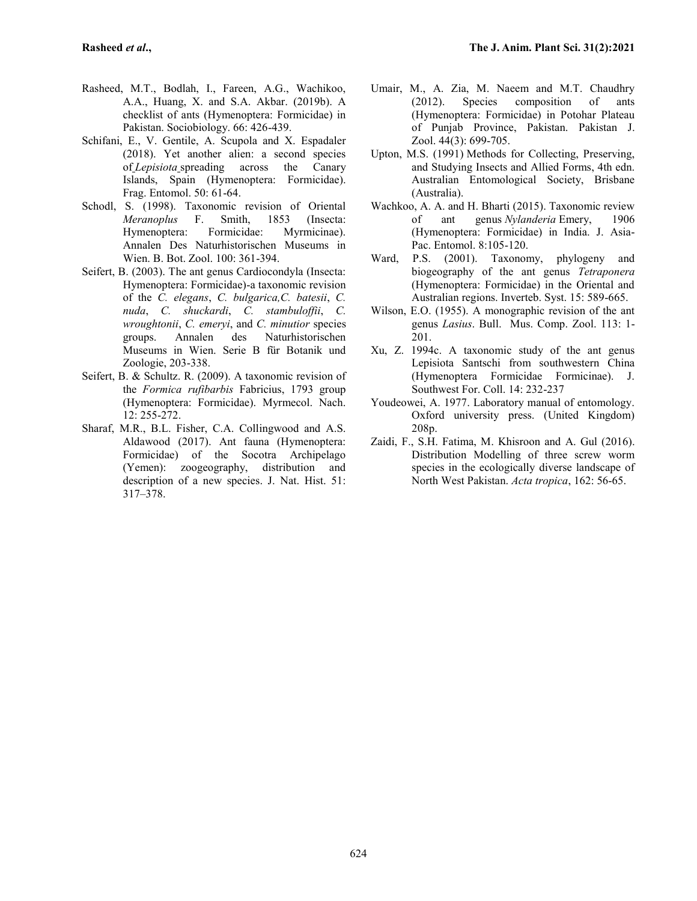Rasheed, M.T., Bodlah, I., Fareen, A.G., Wachikoo, A.A., Huang, X. and S.A. Akbar. (2019b). A checklist of ants (Hymenoptera: Formicidae) in Pakistan. Sociobiology. 66: 426-439.

Schifani, E., V. Gentile, A. Scupola and X. Espadaler (2018). Yet another alien: a second species of *Lepisiota* spreading across the Canary Islands, Spain (Hymenoptera: Formicidae). Frag. Entomol. 50: 61-64.

Schodl, S. (1998). Taxonomic revision of Oriental *Meranoplus* F. Smith, 1853 (Insecta: Hymenoptera: Formicidae: Myrmicinae). Annalen Des Naturhistorischen Museums in Wien. B. Bot. Zool. 100: 361-394.

Seifert, B. (2003). The ant genus Cardiocondyla (Insecta: Hymenoptera: Formicidae)-a taxonomic revision of the *C. elegans*, *C. bulgarica,C. batesii*, *C. nuda*, *C. shuckardi*, *C. stambuloffii*, *C. wroughtonii*, *C. emeryi*, and *C. minutior* species groups. Annalen des Naturhistorischen Museums in Wien. Serie B für Botanik und Zoologie, 203-338.

Seifert, B. & Schultz. R. (2009). A taxonomic revision of the *Formica rufibarbis* Fabricius, 1793 group (Hymenoptera: Formicidae). Myrmecol. Nach. 12: 255-272.

Sharaf, M.R., B.L. Fisher, C.A. Collingwood and A.S. Aldawood (2017). Ant fauna (Hymenoptera: Formicidae) of the Socotra Archipelago (Yemen): zoogeography, distribution and description of a new species. J. Nat. Hist. 51: 317–378.

Umair, M., A. Zia, M. Naeem and M.T. Chaudhry (2012). Species composition of ants (Hymenoptera: Formicidae) in Potohar Plateau of Punjab Province, Pakistan. Pakistan J. Zool. 44(3): 699-705.

Upton, M.S. (1991) Methods for Collecting, Preserving, and Studying Insects and Allied Forms, 4th edn. Australian Entomological Society, Brisbane (Australia).

Wachkoo, A. A. and H. Bharti (2015). Taxonomic review of ant genus *Nylanderia* Emery, 1906 (Hymenoptera: Formicidae) in India. J. Asia-Pac. Entomol. 8:105-120.

Ward, P.S. (2001). Taxonomy, phylogeny and biogeography of the ant genus *Tetraponera* (Hymenoptera: Formicidae) in the Oriental and Australian regions. Inverteb. Syst. 15: 589-665.

Wilson, E.O. (1955). A monographic revision of the ant genus *Lasius*. Bull. Mus. Comp. Zool. 113: 1-201.

Xu, Z. 1994c. A taxonomic study of the ant genus Lepisiota Santschi from southwestern China (Hymenoptera Formicidae Formicinae). J. Southwest For. Coll. 14: 232-237

Youdeowei, A. 1977. Laboratory manual of entomology. Oxford university press. (United Kingdom) 208p.

Zaidi, F., S.H. Fatima, M. Khisroon and A. Gul (2016). Distribution Modelling of three screw worm species in the ecologically diverse landscape of North West Pakistan. *Acta tropica*, 162: 56-65.